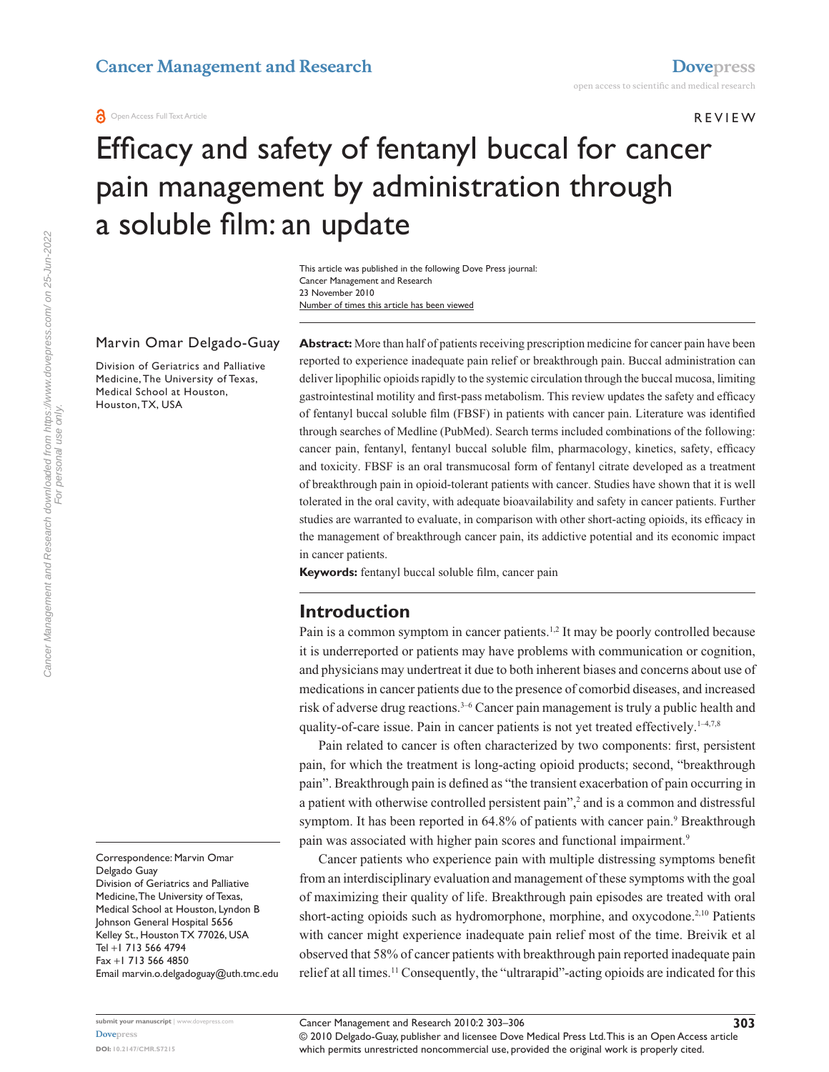# Efficacy and safety of fentanyl buccal for cancer pain management by administration through a soluble film: an update

REVIEW

Open Access Full Text Article

This article was published in the following Dove Press journal:
Cancer Management and Research
23 November 2010
Number of times this article has been viewed

Marvin Omar Delgado-Guay

Division of Geriatrics and Palliative Medicine, The University of Texas, Medical School at Houston, Houston, TX, USA

Correspondence: Marvin Omar Delgado Guay
Division of Geriatrics and Palliative Medicine, The University of Texas, Medical School at Houston, Lyndon B Johnson General Hospital 5656 Kelley St., Houston TX 77026, USA
Tel +1 713 566 4794
Fax +1 713 566 4850
Email marvin.o.delgadoguay@uth.tmc.edu

**Abstract:** More than half of patients receiving prescription medicine for cancer pain have been reported to experience inadequate pain relief or breakthrough pain. Buccal administration can deliver lipophilic opioids rapidly to the systemic circulation through the buccal mucosa, limiting gastrointestinal motility and first-pass metabolism. This review updates the safety and efficacy of fentanyl buccal soluble film (FBSF) in patients with cancer pain. Literature was identified through searches of Medline (PubMed). Search terms included combinations of the following: cancer pain, fentanyl, fentanyl buccal soluble film, pharmacology, kinetics, safety, efficacy and toxicity. FBSF is an oral transmucosal form of fentanyl citrate developed as a treatment of breakthrough pain in opioid-tolerant patients with cancer. Studies have shown that it is well tolerated in the oral cavity, with adequate bioavailability and safety in cancer patients. Further studies are warranted to evaluate, in comparison with other short-acting opioids, its efficacy in the management of breakthrough cancer pain, its addictive potential and its economic impact in cancer patients.

**Keywords:** fentanyl buccal soluble film, cancer pain

## Introduction

Pain is a common symptom in cancer patients.[1,2] It may be poorly controlled because it is underreported or patients may have problems with communication or cognition, and physicians may undertreat it due to both inherent biases and concerns about use of medications in cancer patients due to the presence of comorbid diseases, and increased risk of adverse drug reactions.[3–6] Cancer pain management is truly a public health and quality-of-care issue. Pain in cancer patients is not yet treated effectively.[1–4,7,8]

Pain related to cancer is often characterized by two components: first, persistent pain, for which the treatment is long-acting opioid products; second, "breakthrough pain". Breakthrough pain is defined as "the transient exacerbation of pain occurring in a patient with otherwise controlled persistent pain",[2] and is a common and distressful symptom. It has been reported in 64.8% of patients with cancer pain.[9] Breakthrough pain was associated with higher pain scores and functional impairment.[9]

Cancer patients who experience pain with multiple distressing symptoms benefit from an interdisciplinary evaluation and management of these symptoms with the goal of maximizing their quality of life. Breakthrough pain episodes are treated with oral short-acting opioids such as hydromorphone, morphine, and oxycodone.[2,10] Patients with cancer might experience inadequate pain relief most of the time. Breivik et al observed that 58% of cancer patients with breakthrough pain reported inadequate pain relief at all times.[11] Consequently, the "ultrarapid"-acting opioids are indicated for this

© 2010 Delgado-Guay, publisher and licensee Dove Medical Press Ltd. This is an Open Access article which permits unrestricted noncommercial use, provided the original work is properly cited.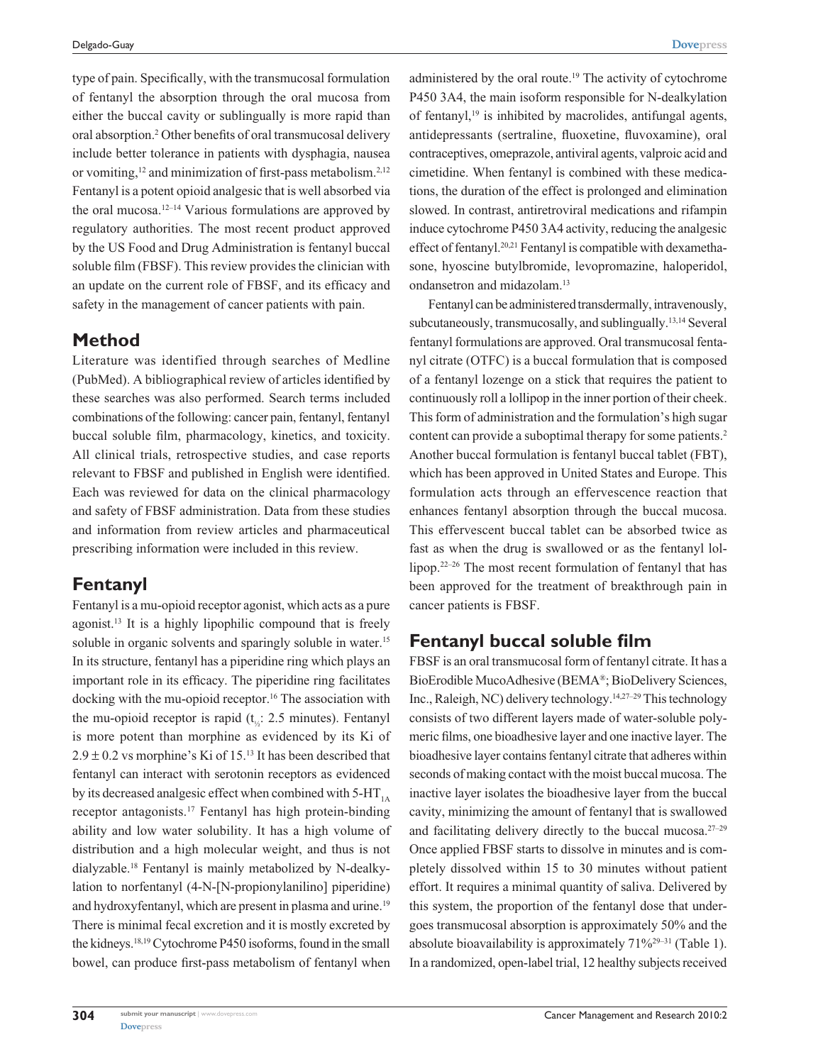type of pain. Specifically, with the transmucosal formulation of fentanyl the absorption through the oral mucosa from either the buccal cavity or sublingually is more rapid than oral absorption.[2] Other benefits of oral transmucosal delivery include better tolerance in patients with dysphagia, nausea or vomiting,[12] and minimization of first-pass metabolism.[2,12] Fentanyl is a potent opioid analgesic that is well absorbed via the oral mucosa.[12–14] Various formulations are approved by regulatory authorities. The most recent product approved by the US Food and Drug Administration is fentanyl buccal soluble film (FBSF). This review provides the clinician with an update on the current role of FBSF, and its efficacy and safety in the management of cancer patients with pain.

## Method

Literature was identified through searches of Medline (PubMed). A bibliographical review of articles identified by these searches was also performed. Search terms included combinations of the following: cancer pain, fentanyl, fentanyl buccal soluble film, pharmacology, kinetics, and toxicity. All clinical trials, retrospective studies, and case reports relevant to FBSF and published in English were identified. Each was reviewed for data on the clinical pharmacology and safety of FBSF administration. Data from these studies and information from review articles and pharmaceutical prescribing information were included in this review.

## Fentanyl

Fentanyl is a mu-opioid receptor agonist, which acts as a pure agonist.[13] It is a highly lipophilic compound that is freely soluble in organic solvents and sparingly soluble in water.[15] In its structure, fentanyl has a piperidine ring which plays an important role in its efficacy. The piperidine ring facilitates docking with the mu-opioid receptor.[16] The association with the mu-opioid receptor is rapid ($t_{½}$: 2.5 minutes). Fentanyl is more potent than morphine as evidenced by its Ki of $2.9 \pm 0.2$ vs morphine's Ki of 15.[13] It has been described that fentanyl can interact with serotonin receptors as evidenced by its decreased analgesic effect when combined with 5-$HT_{1A}$ receptor antagonists.[17] Fentanyl has high protein-binding ability and low water solubility. It has a high volume of distribution and a high molecular weight, and thus is not dialyzable.[18] Fentanyl is mainly metabolized by N-dealkylation to norfentanyl (4-N-[N-propionylanilino] piperidine) and hydroxyfentanyl, which are present in plasma and urine.[19] There is minimal fecal excretion and it is mostly excreted by the kidneys.[18,19] Cytochrome P450 isoforms, found in the small bowel, can produce first-pass metabolism of fentanyl when administered by the oral route.[19] The activity of cytochrome P450 3A4, the main isoform responsible for N-dealkylation of fentanyl,[19] is inhibited by macrolides, antifungal agents, antidepressants (sertraline, fluoxetine, fluvoxamine), oral contraceptives, omeprazole, antiviral agents, valproic acid and cimetidine. When fentanyl is combined with these medications, the duration of the effect is prolonged and elimination slowed. In contrast, antiretroviral medications and rifampin induce cytochrome P450 3A4 activity, reducing the analgesic effect of fentanyl.[20,21] Fentanyl is compatible with dexamethasone, hyoscine butylbromide, levopromazine, haloperidol, ondansetron and midazolam.[13]

Fentanyl can be administered transdermally, intravenously, subcutaneously, transmucosally, and sublingually.[13,14] Several fentanyl formulations are approved. Oral transmucosal fentanyl citrate (OTFC) is a buccal formulation that is composed of a fentanyl lozenge on a stick that requires the patient to continuously roll a lollipop in the inner portion of their cheek. This form of administration and the formulation's high sugar content can provide a suboptimal therapy for some patients.[2] Another buccal formulation is fentanyl buccal tablet (FBT), which has been approved in United States and Europe. This formulation acts through an effervescence reaction that enhances fentanyl absorption through the buccal mucosa. This effervescent buccal tablet can be absorbed twice as fast as when the drug is swallowed or as the fentanyl lollipop.[22–26] The most recent formulation of fentanyl that has been approved for the treatment of breakthrough pain in cancer patients is FBSF.

## Fentanyl buccal soluble film

FBSF is an oral transmucosal form of fentanyl citrate. It has a BioErodible MucoAdhesive (BEMA®; BioDelivery Sciences, Inc., Raleigh, NC) delivery technology.[14,27–29] This technology consists of two different layers made of water-soluble polymeric films, one bioadhesive layer and one inactive layer. The bioadhesive layer contains fentanyl citrate that adheres within seconds of making contact with the moist buccal mucosa. The inactive layer isolates the bioadhesive layer from the buccal cavity, minimizing the amount of fentanyl that is swallowed and facilitating delivery directly to the buccal mucosa.[27–29] Once applied FBSF starts to dissolve in minutes and is completely dissolved within 15 to 30 minutes without patient effort. It requires a minimal quantity of saliva. Delivered by this system, the proportion of the fentanyl dose that undergoes transmucosal absorption is approximately 50% and the absolute bioavailability is approximately 71%[29–31] (Table 1). In a randomized, open-label trial, 12 healthy subjects received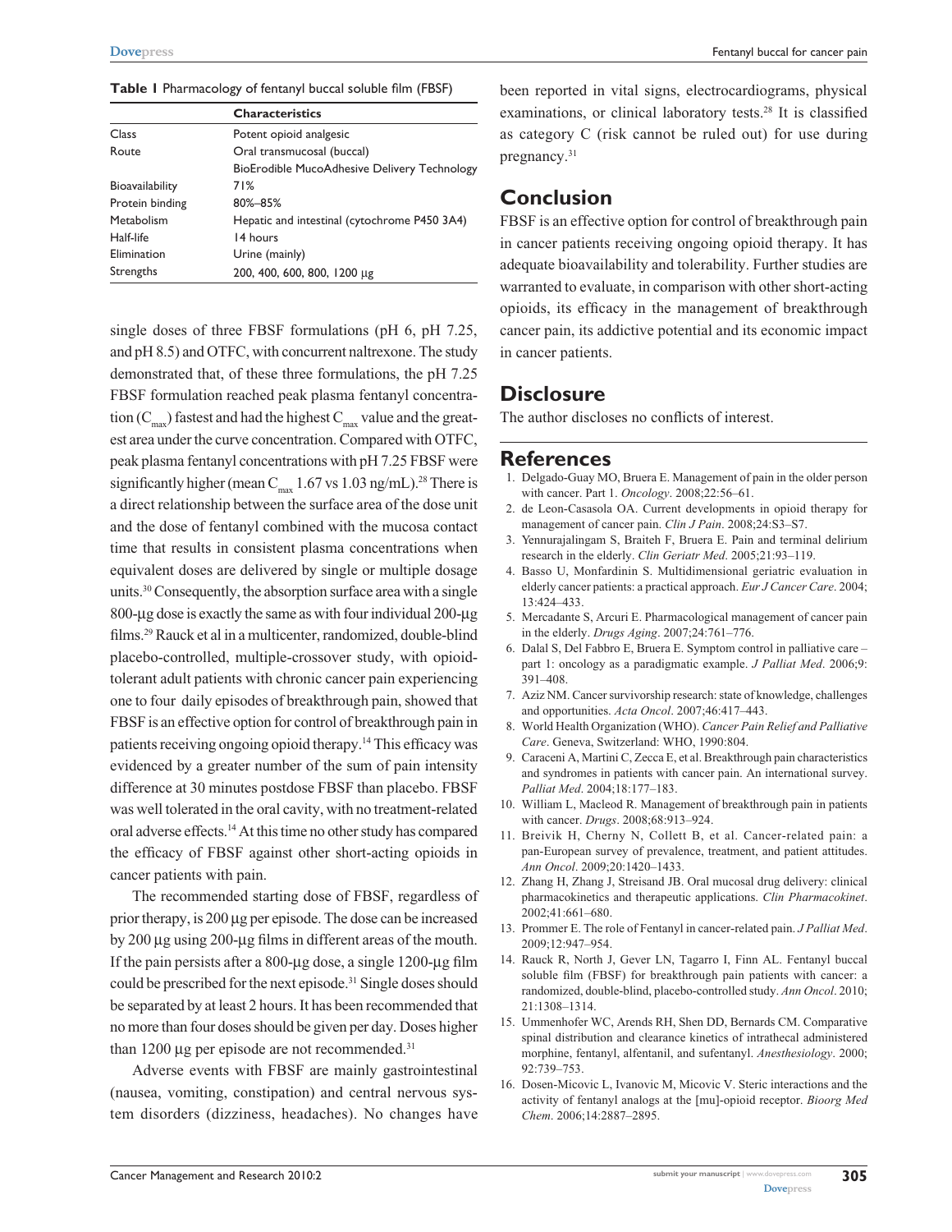**Table 1** Pharmacology of fentanyl buccal soluble film (FBSF)

| | Characteristics |
|---|---|
| Class | Potent opioid analgesic |
| Route | Oral transmucosal (buccal) |
| | BioErodible MucoAdhesive Delivery Technology |
| Bioavailability | 71% |
| Protein binding | 80%–85% |
| Metabolism | Hepatic and intestinal (cytochrome P450 3A4) |
| Half-life | 14 hours |
| Elimination | Urine (mainly) |
| Strengths | 200, 400, 600, 800, 1200 µg |

single doses of three FBSF formulations (pH 6, pH 7.25, and pH 8.5) and OTFC, with concurrent naltrexone. The study demonstrated that, of these three formulations, the pH 7.25 FBSF formulation reached peak plasma fentanyl concentration ($C_{max}$) fastest and had the highest $C_{max}$ value and the greatest area under the curve concentration. Compared with OTFC, peak plasma fentanyl concentrations with pH 7.25 FBSF were significantly higher (mean $C_{max}$ 1.67 vs 1.03 ng/mL).[28] There is a direct relationship between the surface area of the dose unit and the dose of fentanyl combined with the mucosa contact time that results in consistent plasma concentrations when equivalent doses are delivered by single or multiple dosage units.[30] Consequently, the absorption surface area with a single 800-µg dose is exactly the same as with four individual 200-µg films.[29] Rauck et al in a multicenter, randomized, double-blind placebo-controlled, multiple-crossover study, with opioid-tolerant adult patients with chronic cancer pain experiencing one to four daily episodes of breakthrough pain, showed that FBSF is an effective option for control of breakthrough pain in patients receiving ongoing opioid therapy.[14] This efficacy was evidenced by a greater number of the sum of pain intensity difference at 30 minutes postdose FBSF than placebo. FBSF was well tolerated in the oral cavity, with no treatment-related oral adverse effects.[14] At this time no other study has compared the efficacy of FBSF against other short-acting opioids in cancer patients with pain.

The recommended starting dose of FBSF, regardless of prior therapy, is 200 µg per episode. The dose can be increased by 200 µg using 200-µg films in different areas of the mouth. If the pain persists after a 800-µg dose, a single 1200-µg film could be prescribed for the next episode.[31] Single doses should be separated by at least 2 hours. It has been recommended that no more than four doses should be given per day. Doses higher than 1200 µg per episode are not recommended.[31]

Adverse events with FBSF are mainly gastrointestinal (nausea, vomiting, constipation) and central nervous system disorders (dizziness, headaches). No changes have been reported in vital signs, electrocardiograms, physical examinations, or clinical laboratory tests.[28] It is classified as category C (risk cannot be ruled out) for use during pregnancy.[31]

## Conclusion

FBSF is an effective option for control of breakthrough pain in cancer patients receiving ongoing opioid therapy. It has adequate bioavailability and tolerability. Further studies are warranted to evaluate, in comparison with other short-acting opioids, its efficacy in the management of breakthrough cancer pain, its addictive potential and its economic impact in cancer patients.

## Disclosure

The author discloses no conflicts of interest.

## References

1. Delgado-Guay MO, Bruera E. Management of pain in the older person with cancer. Part 1. *Oncology*. 2008;22:56–61.
2. de Leon-Casasola OA. Current developments in opioid therapy for management of cancer pain. *Clin J Pain*. 2008;24:S3–S7.
3. Yennurajalingam S, Braiteh F, Bruera E. Pain and terminal delirium research in the elderly. *Clin Geriatr Med*. 2005;21:93–119.
4. Basso U, Monfardinin S. Multidimensional geriatric evaluation in elderly cancer patients: a practical approach. *Eur J Cancer Care*. 2004;13:424–433.
5. Mercadante S, Arcuri E. Pharmacological management of cancer pain in the elderly. *Drugs Aging*. 2007;24:761–776.
6. Dalal S, Del Fabbro E, Bruera E. Symptom control in palliative care – part 1: oncology as a paradigmatic example. *J Palliat Med*. 2006;9:391–408.
7. Aziz NM. Cancer survivorship research: state of knowledge, challenges and opportunities. *Acta Oncol*. 2007;46:417–443.
8. World Health Organization (WHO). *Cancer Pain Relief and Palliative Care*. Geneva, Switzerland: WHO, 1990:804.
9. Caraceni A, Martini C, Zecca E, et al. Breakthrough pain characteristics and syndromes in patients with cancer pain. An international survey. *Palliat Med*. 2004;18:177–183.
10. William L, Macleod R. Management of breakthrough pain in patients with cancer. *Drugs*. 2008;68:913–924.
11. Breivik H, Cherny N, Collett B, et al. Cancer-related pain: a pan-European survey of prevalence, treatment, and patient attitudes. *Ann Oncol*. 2009;20:1420–1433.
12. Zhang H, Zhang J, Streisand JB. Oral mucosal drug delivery: clinical pharmacokinetics and therapeutic applications. *Clin Pharmacokinet*. 2002;41:661–680.
13. Prommer E. The role of Fentanyl in cancer-related pain. *J Palliat Med*. 2009;12:947–954.
14. Rauck R, North J, Gever LN, Tagarro I, Finn AL. Fentanyl buccal soluble film (FBSF) for breakthrough pain patients with cancer: a randomized, double-blind, placebo-controlled study. *Ann Oncol*. 2010;21:1308–1314.
15. Ummenhofer WC, Arends RH, Shen DD, Bernards CM. Comparative spinal distribution and clearance kinetics of intrathecal administered morphine, fentanyl, alfentanil, and sufentanyl. *Anesthesiology*. 2000;92:739–753.
16. Dosen-Micovic L, Ivanovic M, Micovic V. Steric interactions and the activity of fentanyl analogs at the [mu]-opioid receptor. *Bioorg Med Chem*. 2006;14:2887–2895.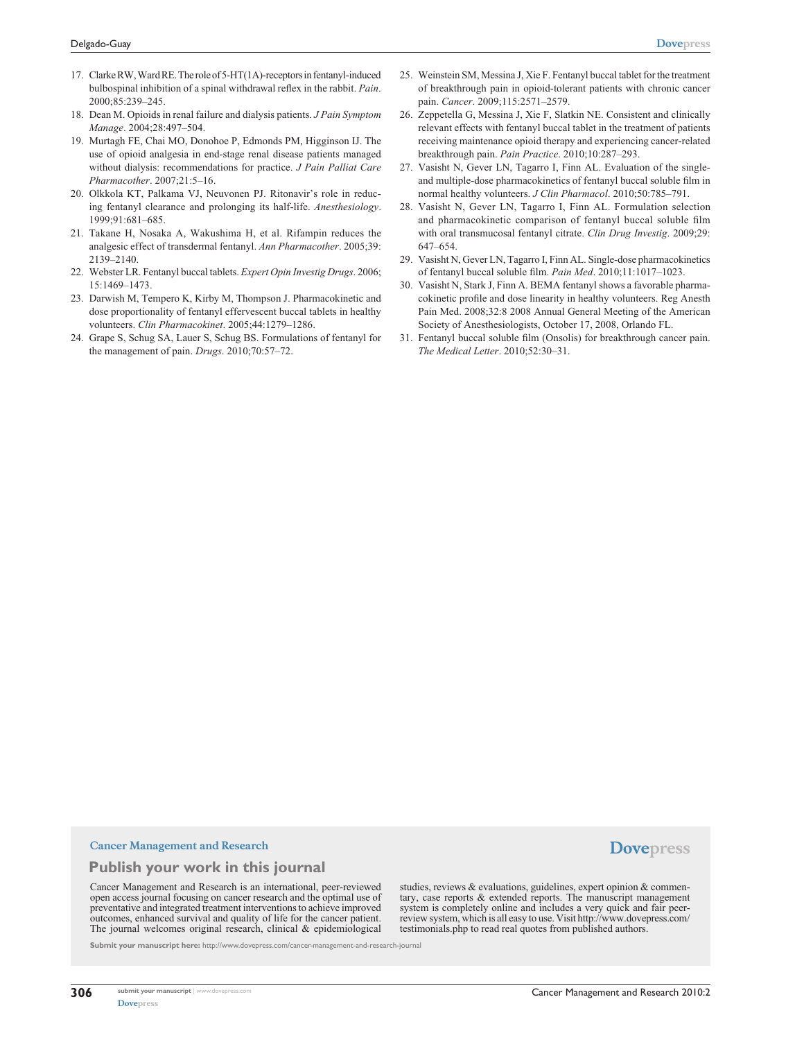17. Clarke RW, Ward RE. The role of 5-HT(1A)-receptors in fentanyl-induced bulbospinal inhibition of a spinal withdrawal reflex in the rabbit. *Pain*. 2000;85:239–245.
18. Dean M. Opioids in renal failure and dialysis patients. *J Pain Symptom Manage*. 2004;28:497–504.
19. Murtagh FE, Chai MO, Donohoe P, Edmonds PM, Higginson IJ. The use of opioid analgesia in end-stage renal disease patients managed without dialysis: recommendations for practice. *J Pain Palliat Care Pharmacother*. 2007;21:5–16.
20. Olkkola KT, Palkama VJ, Neuvonen PJ. Ritonavir's role in reducing fentanyl clearance and prolonging its half-life. *Anesthesiology*. 1999;91:681–685.
21. Takane H, Nosaka A, Wakushima H, et al. Rifampin reduces the analgesic effect of transdermal fentanyl. *Ann Pharmacother*. 2005;39:2139–2140.
22. Webster LR. Fentanyl buccal tablets. *Expert Opin Investig Drugs*. 2006;15:1469–1473.
23. Darwish M, Tempero K, Kirby M, Thompson J. Pharmacokinetic and dose proportionality of fentanyl effervescent buccal tablets in healthy volunteers. *Clin Pharmacokinet*. 2005;44:1279–1286.
24. Grape S, Schug SA, Lauer S, Schug BS. Formulations of fentanyl for the management of pain. *Drugs*. 2010;70:57–72.
25. Weinstein SM, Messina J, Xie F. Fentanyl buccal tablet for the treatment of breakthrough pain in opioid-tolerant patients with chronic cancer pain. *Cancer*. 2009;115:2571–2579.
26. Zeppetella G, Messina J, Xie F, Slatkin NE. Consistent and clinically relevant effects with fentanyl buccal tablet in the treatment of patients receiving maintenance opioid therapy and experiencing cancer-related breakthrough pain. *Pain Practice*. 2010;10:287–293.
27. Vasisht N, Gever LN, Tagarro I, Finn AL. Evaluation of the single- and multiple-dose pharmacokinetics of fentanyl buccal soluble film in normal healthy volunteers. *J Clin Pharmacol*. 2010;50:785–791.
28. Vasisht N, Gever LN, Tagarro I, Finn AL. Formulation selection and pharmacokinetic comparison of fentanyl buccal soluble film with oral transmucosal fentanyl citrate. *Clin Drug Investig*. 2009;29:647–654.
29. Vasisht N, Gever LN, Tagarro I, Finn AL. Single-dose pharmacokinetics of fentanyl buccal soluble film. *Pain Med*. 2010;11:1017–1023.
30. Vasisht N, Stark J, Finn A. BEMA fentanyl shows a favorable pharmacokinetic profile and dose linearity in healthy volunteers. Reg Anesth Pain Med. 2008;32:8 2008 Annual General Meeting of the American Society of Anesthesiologists, October 17, 2008, Orlando FL.
31. Fentanyl buccal soluble film (Onsolis) for breakthrough cancer pain. *The Medical Letter*. 2010;52:30–31.

**Cancer Management and Research**

**Dovepress**

## Publish your work in this journal

Cancer Management and Research is an international, peer-reviewed open access journal focusing on cancer research and the optimal use of preventative and integrated treatment interventions to achieve improved outcomes, enhanced survival and quality of life for the cancer patient. The journal welcomes original research, clinical & epidemiological studies, reviews & evaluations, guidelines, expert opinion & commentary, case reports & extended reports. The manuscript management system is completely online and includes a very quick and fair peer-review system, which is all easy to use. Visit http://www.dovepress.com/testimonials.php to read real quotes from published authors.

**Submit your manuscript here:** http://www.dovepress.com/cancer-management-and-research-journal